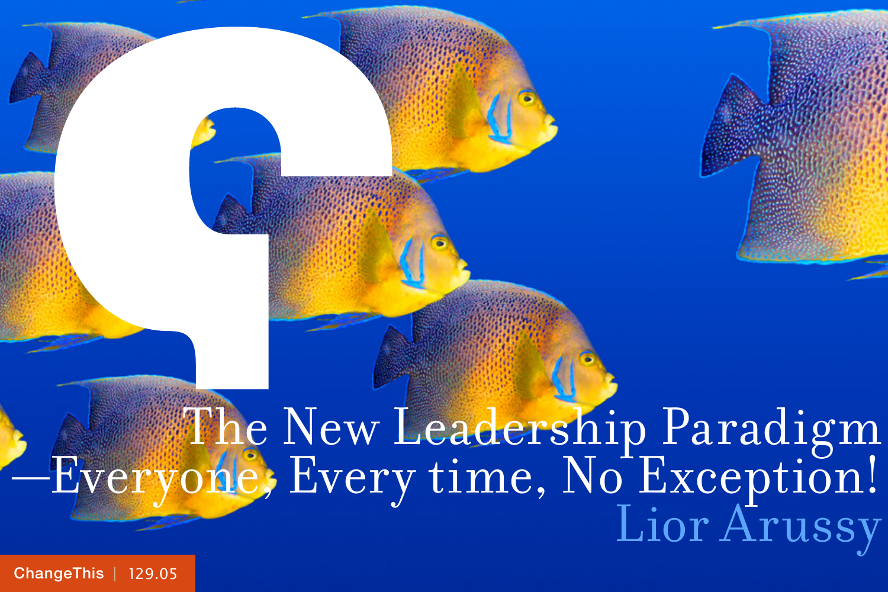# The New Leadership Paradigm —Everyone, Every time, No Exception!

Lior Arussy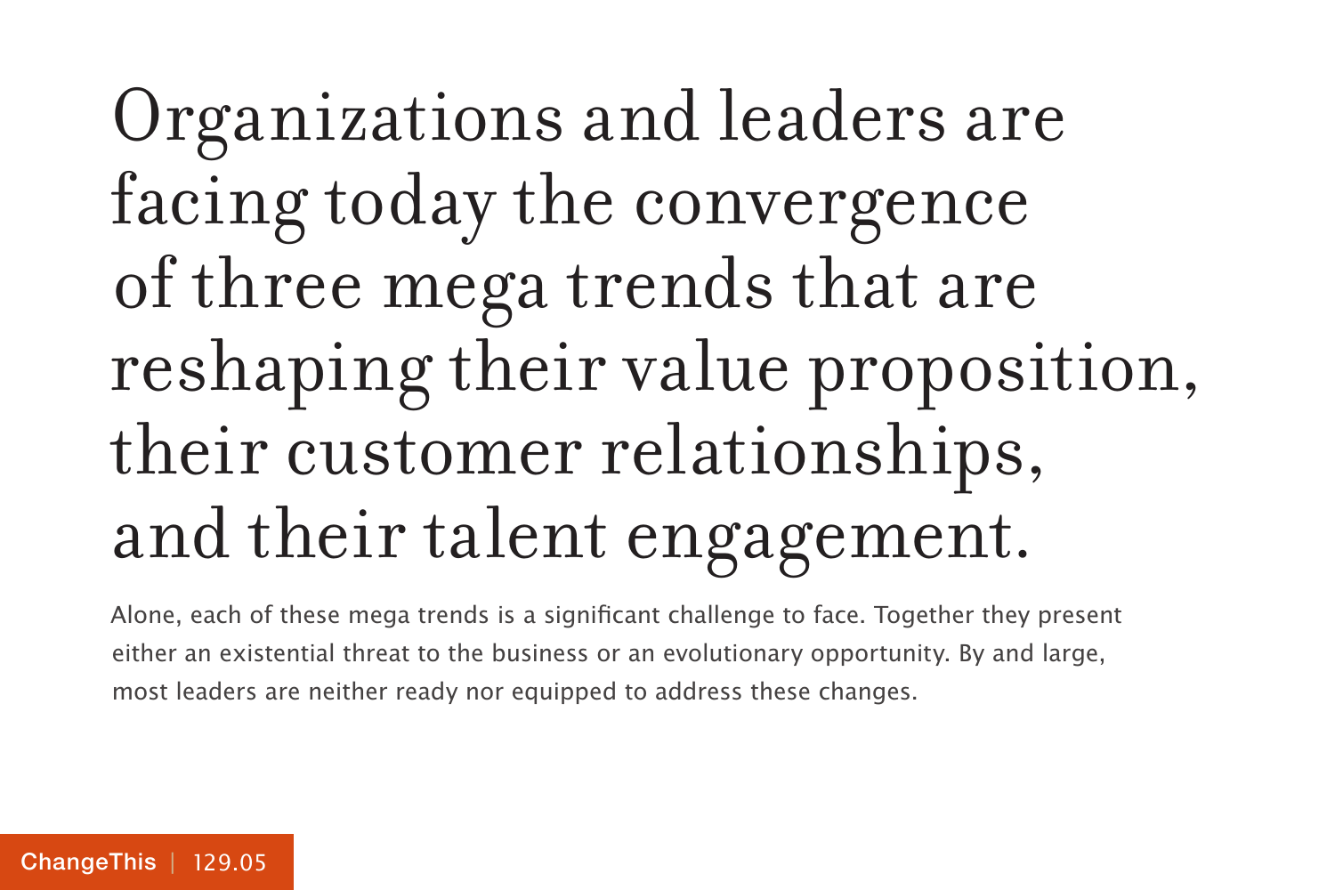# Organizations and leaders are facing today the convergence of three mega trends that are reshaping their value proposition, their customer relationships, and their talent engagement.

Alone, each of these mega trends is a significant challenge to face. Together they present either an existential threat to the business or an evolutionary opportunity. By and large, most leaders are neither ready nor equipped to address these changes.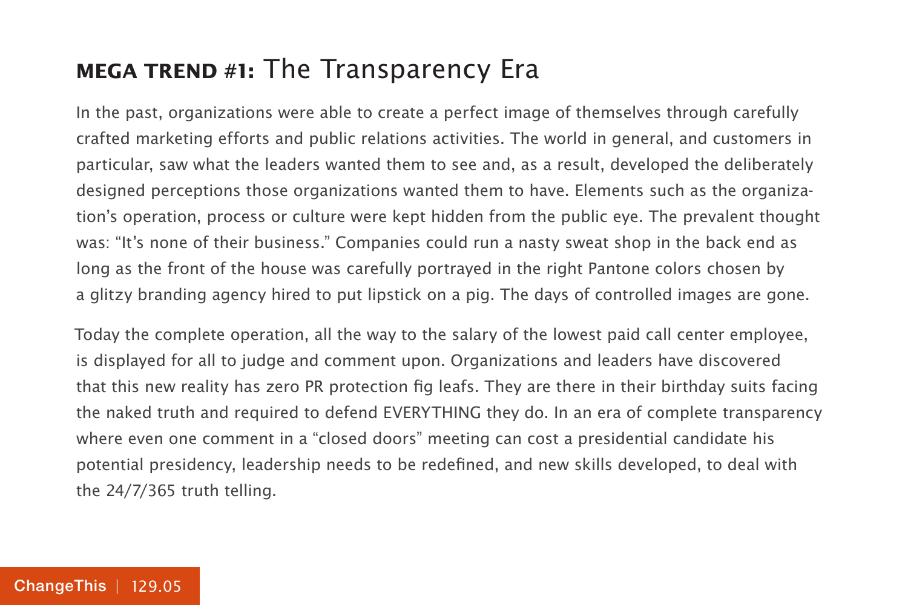## **MEGA TREND #1:** The Transparency Era

In the past, organizations were able to create a perfect image of themselves through carefully crafted marketing efforts and public relations activities. The world in general, and customers in particular, saw what the leaders wanted them to see and, as a result, developed the deliberately designed perceptions those organizations wanted them to have. Elements such as the organization's operation, process or culture were kept hidden from the public eye. The prevalent thought was: "It's none of their business." Companies could run a nasty sweat shop in the back end as long as the front of the house was carefully portrayed in the right Pantone colors chosen by a glitzy branding agency hired to put lipstick on a pig. The days of controlled images are gone.

Today the complete operation, all the way to the salary of the lowest paid call center employee, is displayed for all to judge and comment upon. Organizations and leaders have discovered that this new reality has zero PR protection fig leafs. They are there in their birthday suits facing the naked truth and required to defend EVERYTHING they do. In an era of complete transparency where even one comment in a "closed doors" meeting can cost a presidential candidate his potential presidency, leadership needs to be redefined, and new skills developed, to deal with the 24/7/365 truth telling.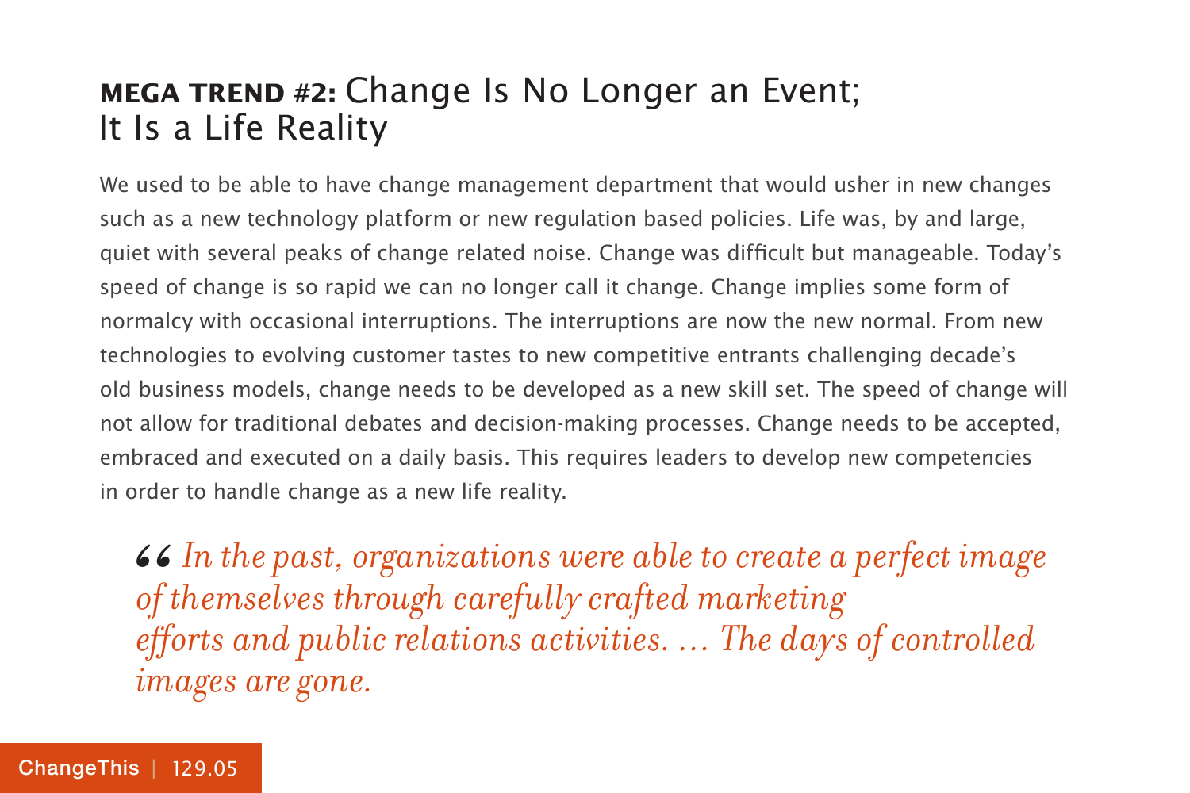## **MEGA TREND #2:** Change Is No Longer an Event; It Is a Life Reality

We used to be able to have change management department that would usher in new changes such as a new technology platform or new regulation based policies. Life was, by and large, quiet with several peaks of change related noise. Change was difficult but manageable. Today's speed of change is so rapid we can no longer call it change. Change implies some form of normalcy with occasional interruptions. The interruptions are now the new normal. From new technologies to evolving customer tastes to new competitive entrants challenging decade's old business models, change needs to be developed as a new skill set. The speed of change will not allow for traditional debates and decision-making processes. Change needs to be accepted, embraced and executed on a daily basis. This requires leaders to develop new competencies in order to handle change as a new life reality.

> *" In the past, organizations were able to create a perfect image of themselves through carefully crafted marketing efforts and public relations activities. … The days of controlled images are gone.*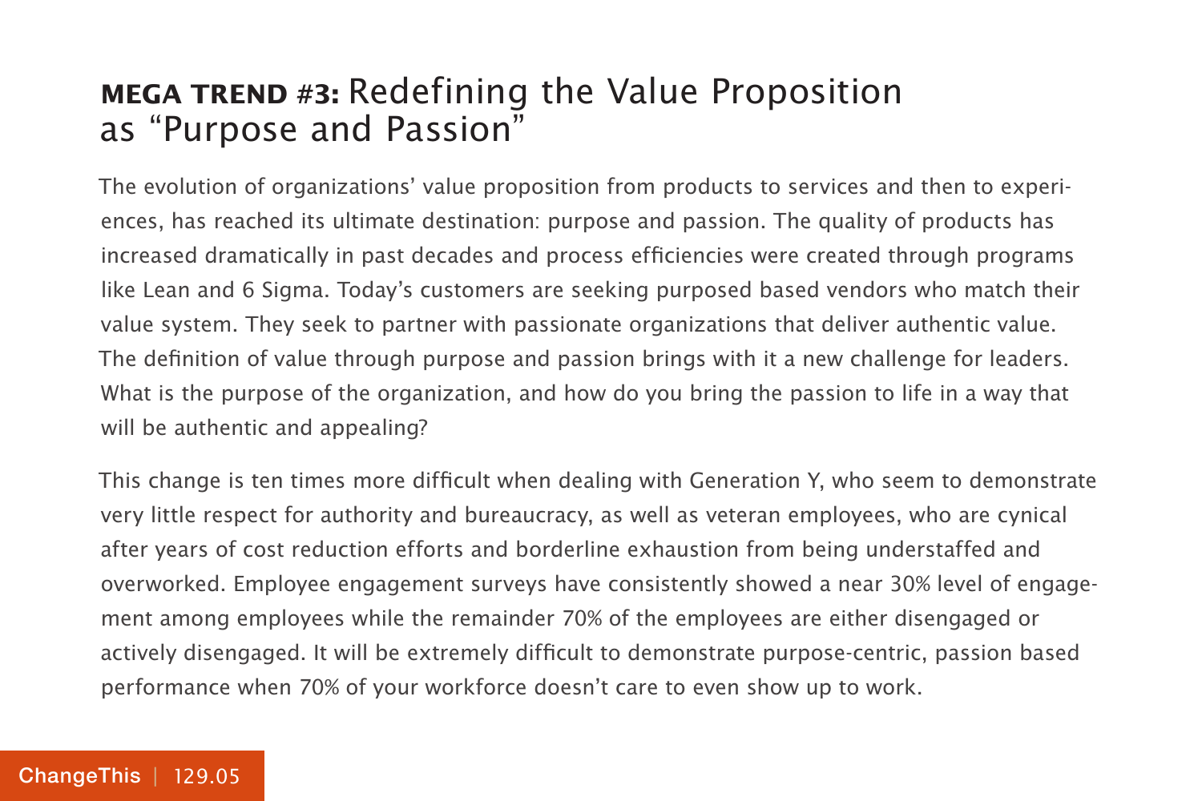## **MEGA TREND #3:** Redefining the Value Proposition as "Purpose and Passion"

The evolution of organizations' value proposition from products to services and then to experiences, has reached its ultimate destination: purpose and passion. The quality of products has increased dramatically in past decades and process efficiencies were created through programs like Lean and 6 Sigma. Today's customers are seeking purposed based vendors who match their value system. They seek to partner with passionate organizations that deliver authentic value. The definition of value through purpose and passion brings with it a new challenge for leaders. What is the purpose of the organization, and how do you bring the passion to life in a way that will be authentic and appealing?

This change is ten times more difficult when dealing with Generation Y, who seem to demonstrate very little respect for authority and bureaucracy, as well as veteran employees, who are cynical after years of cost reduction efforts and borderline exhaustion from being understaffed and overworked. Employee engagement surveys have consistently showed a near 30% level of engagement among employees while the remainder 70% of the employees are either disengaged or actively disengaged. It will be extremely difficult to demonstrate purpose-centric, passion based performance when 70% of your workforce doesn't care to even show up to work.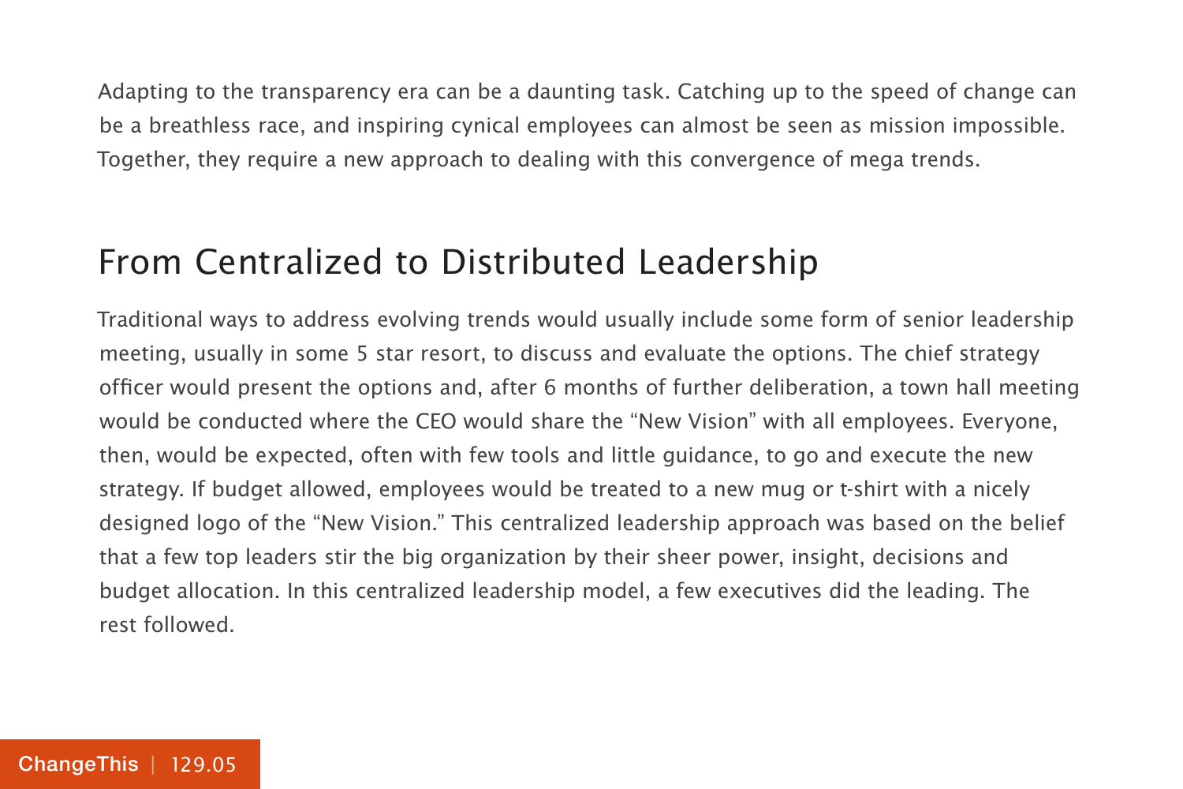Adapting to the transparency era can be a daunting task. Catching up to the speed of change can be a breathless race, and inspiring cynical employees can almost be seen as mission impossible. Together, they require a new approach to dealing with this convergence of mega trends.

## From Centralized to Distributed Leadership

Traditional ways to address evolving trends would usually include some form of senior leadership meeting, usually in some 5 star resort, to discuss and evaluate the options. The chief strategy officer would present the options and, after 6 months of further deliberation, a town hall meeting would be conducted where the CEO would share the "New Vision" with all employees. Everyone, then, would be expected, often with few tools and little guidance, to go and execute the new strategy. If budget allowed, employees would be treated to a new mug or t-shirt with a nicely designed logo of the "New Vision." This centralized leadership approach was based on the belief that a few top leaders stir the big organization by their sheer power, insight, decisions and budget allocation. In this centralized leadership model, a few executives did the leading. The rest followed.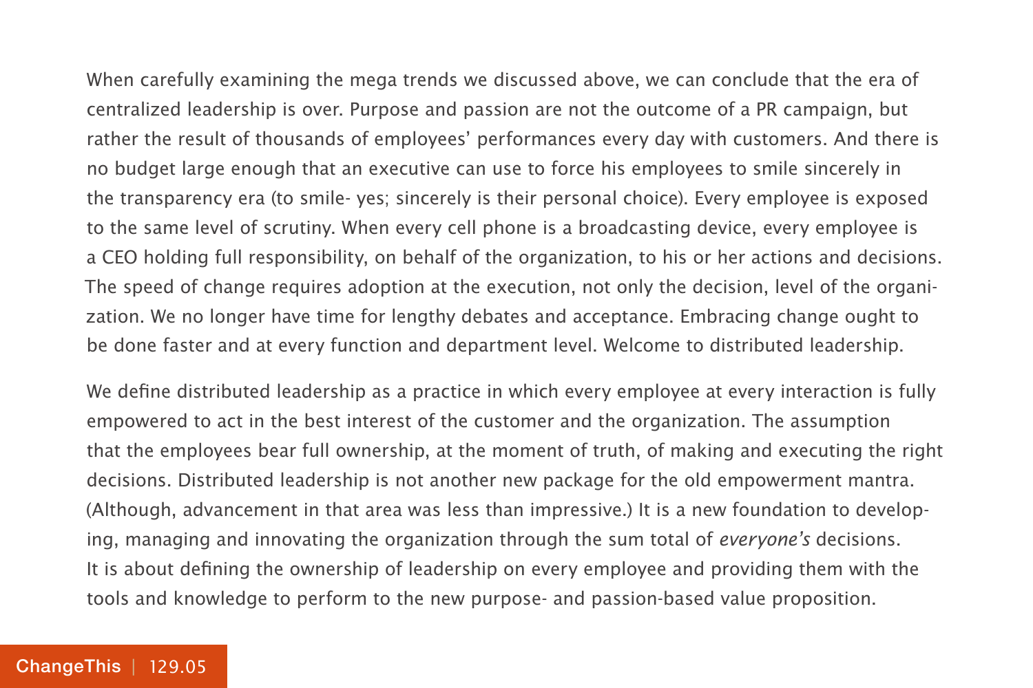When carefully examining the mega trends we discussed above, we can conclude that the era of centralized leadership is over. Purpose and passion are not the outcome of a PR campaign, but rather the result of thousands of employees' performances every day with customers. And there is no budget large enough that an executive can use to force his employees to smile sincerely in the transparency era (to smile- yes; sincerely is their personal choice). Every employee is exposed to the same level of scrutiny. When every cell phone is a broadcasting device, every employee is a CEO holding full responsibility, on behalf of the organization, to his or her actions and decisions. The speed of change requires adoption at the execution, not only the decision, level of the organization. We no longer have time for lengthy debates and acceptance. Embracing change ought to be done faster and at every function and department level. Welcome to distributed leadership.

We define distributed leadership as a practice in which every employee at every interaction is fully empowered to act in the best interest of the customer and the organization. The assumption that the employees bear full ownership, at the moment of truth, of making and executing the right decisions. Distributed leadership is not another new package for the old empowerment mantra. (Although, advancement in that area was less than impressive.) It is a new foundation to developing, managing and innovating the organization through the sum total of *everyone's* decisions. It is about defining the ownership of leadership on every employee and providing them with the tools and knowledge to perform to the new purpose- and passion-based value proposition.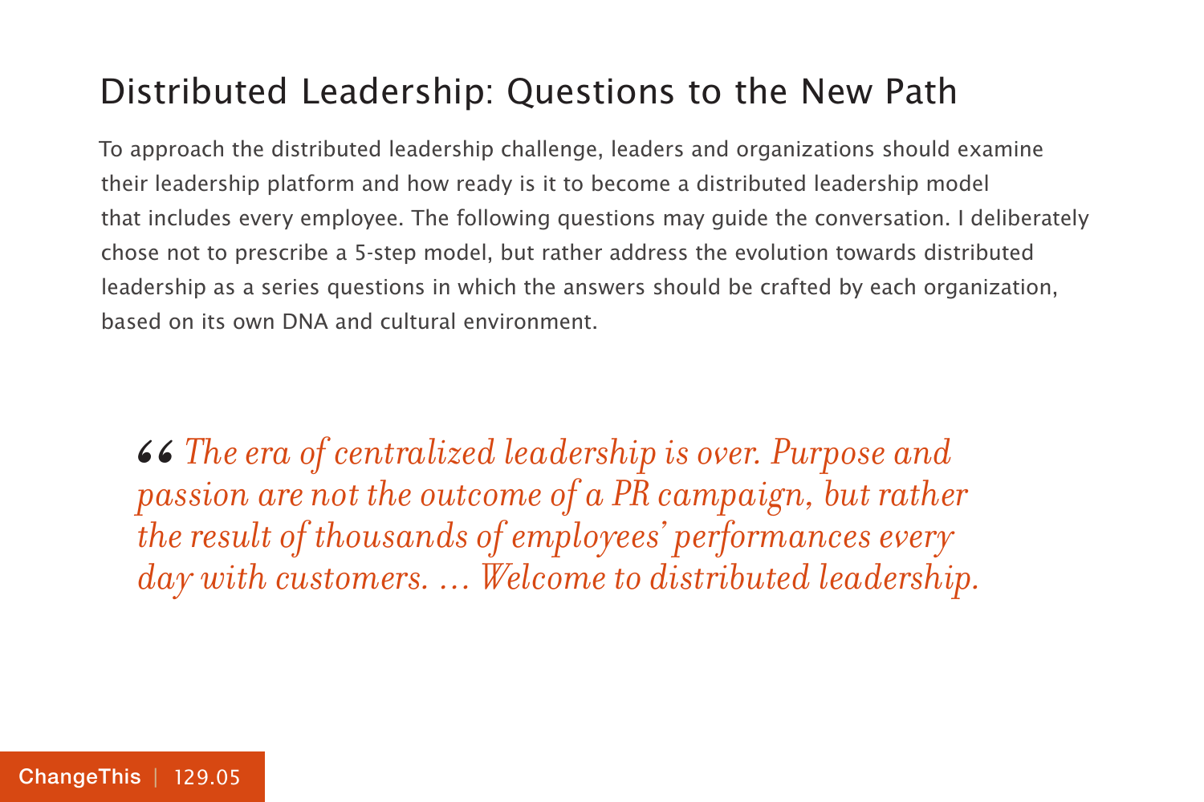## Distributed Leadership: Questions to the New Path

To approach the distributed leadership challenge, leaders and organizations should examine their leadership platform and how ready is it to become a distributed leadership model that includes every employee. The following questions may guide the conversation. I deliberately chose not to prescribe a 5-step model, but rather address the evolution towards distributed leadership as a series questions in which the answers should be crafted by each organization, based on its own DNA and cultural environment.

> *“The era of centralized leadership is over. Purpose and passion are not the outcome of a PR campaign, but rather the result of thousands of employees' performances every day with customers. … Welcome to distributed leadership.*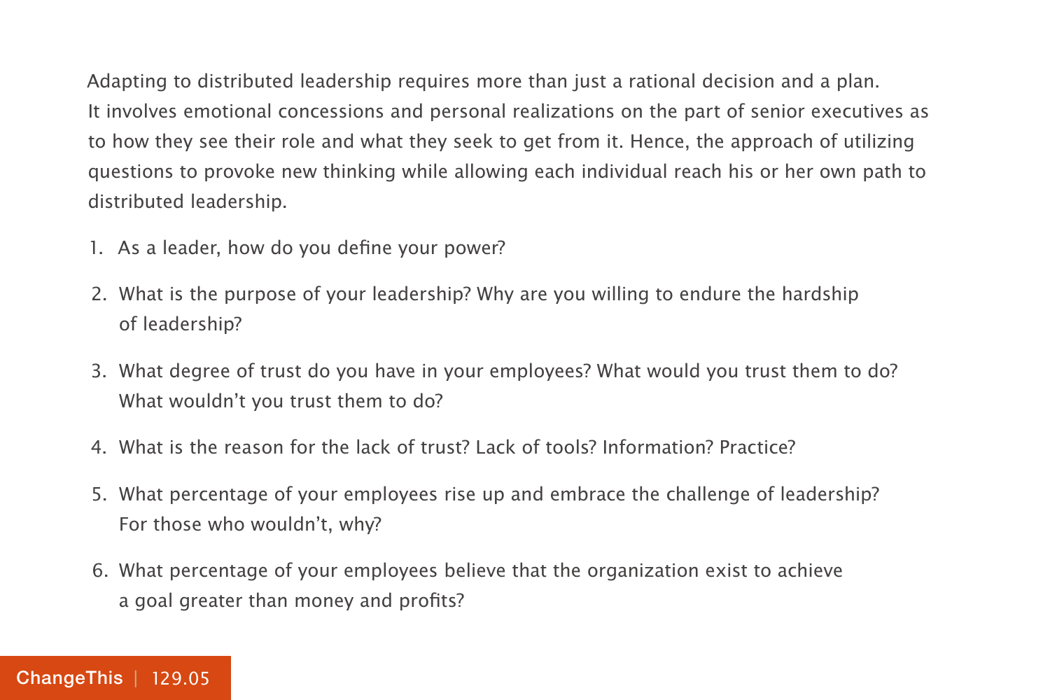Adapting to distributed leadership requires more than just a rational decision and a plan. It involves emotional concessions and personal realizations on the part of senior executives as to how they see their role and what they seek to get from it. Hence, the approach of utilizing questions to provoke new thinking while allowing each individual reach his or her own path to distributed leadership.

1. As a leader, how do you define your power?
2. What is the purpose of your leadership? Why are you willing to endure the hardship of leadership?
3. What degree of trust do you have in your employees? What would you trust them to do? What wouldn't you trust them to do?
4. What is the reason for the lack of trust? Lack of tools? Information? Practice?
5. What percentage of your employees rise up and embrace the challenge of leadership? For those who wouldn't, why?
6. What percentage of your employees believe that the organization exist to achieve a goal greater than money and profits?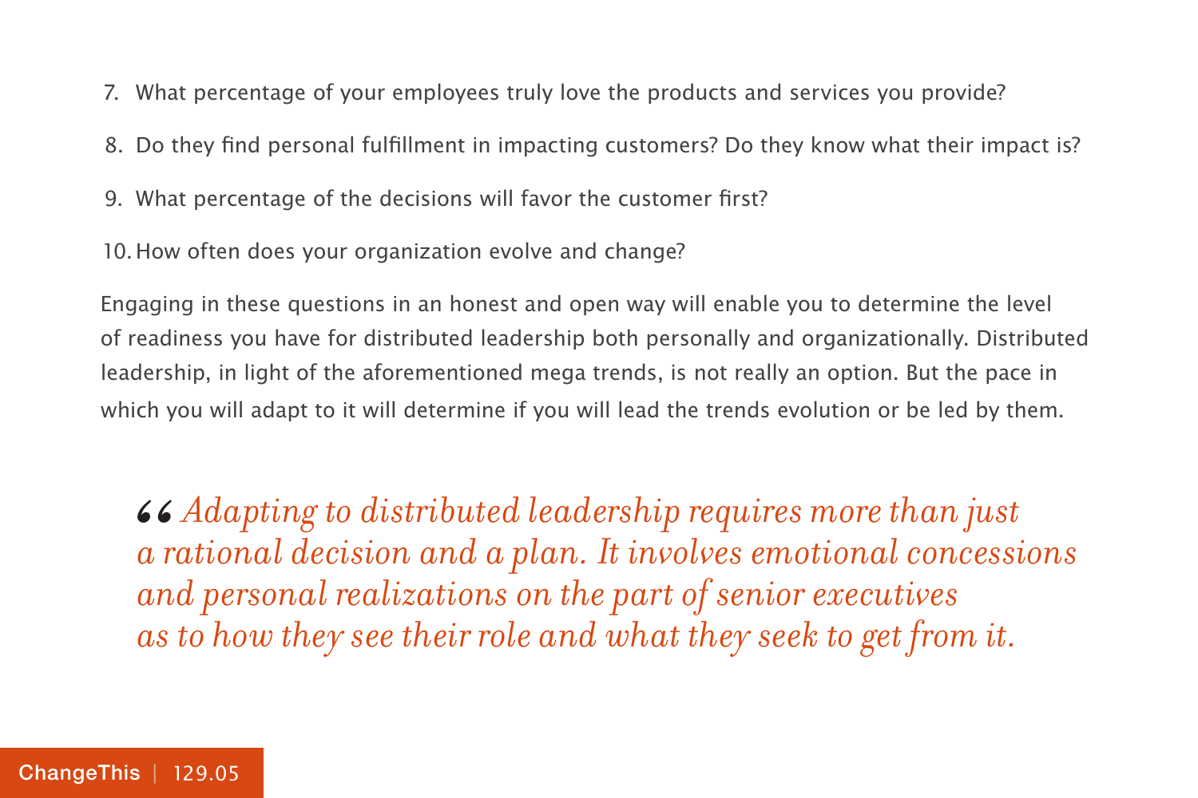7. What percentage of your employees truly love the products and services you provide?
8. Do they find personal fulfillment in impacting customers? Do they know what their impact is?
9. What percentage of the decisions will favor the customer first?
10. How often does your organization evolve and change?

Engaging in these questions in an honest and open way will enable you to determine the level of readiness you have for distributed leadership both personally and organizationally. Distributed leadership, in light of the aforementioned mega trends, is not really an option. But the pace in which you will adapt to it will determine if you will lead the trends evolution or be led by them.

> *“Adapting to distributed leadership requires more than just a rational decision and a plan. It involves emotional concessions and personal realizations on the part of senior executives as to how they see their role and what they seek to get from it.*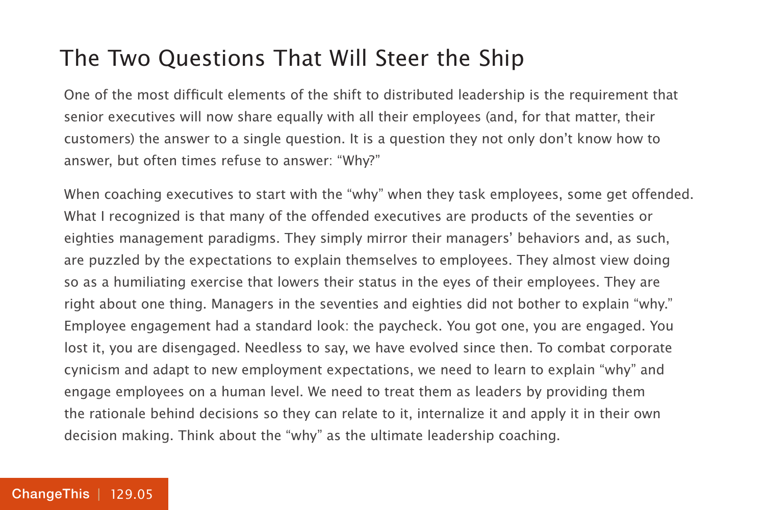## The Two Questions That Will Steer the Ship

One of the most difficult elements of the shift to distributed leadership is the requirement that senior executives will now share equally with all their employees (and, for that matter, their customers) the answer to a single question. It is a question they not only don't know how to answer, but often times refuse to answer: "Why?"

When coaching executives to start with the "why" when they task employees, some get offended. What I recognized is that many of the offended executives are products of the seventies or eighties management paradigms. They simply mirror their managers' behaviors and, as such, are puzzled by the expectations to explain themselves to employees. They almost view doing so as a humiliating exercise that lowers their status in the eyes of their employees. They are right about one thing. Managers in the seventies and eighties did not bother to explain "why." Employee engagement had a standard look: the paycheck. You got one, you are engaged. You lost it, you are disengaged. Needless to say, we have evolved since then. To combat corporate cynicism and adapt to new employment expectations, we need to learn to explain "why" and engage employees on a human level. We need to treat them as leaders by providing them the rationale behind decisions so they can relate to it, internalize it and apply it in their own decision making. Think about the "why" as the ultimate leadership coaching.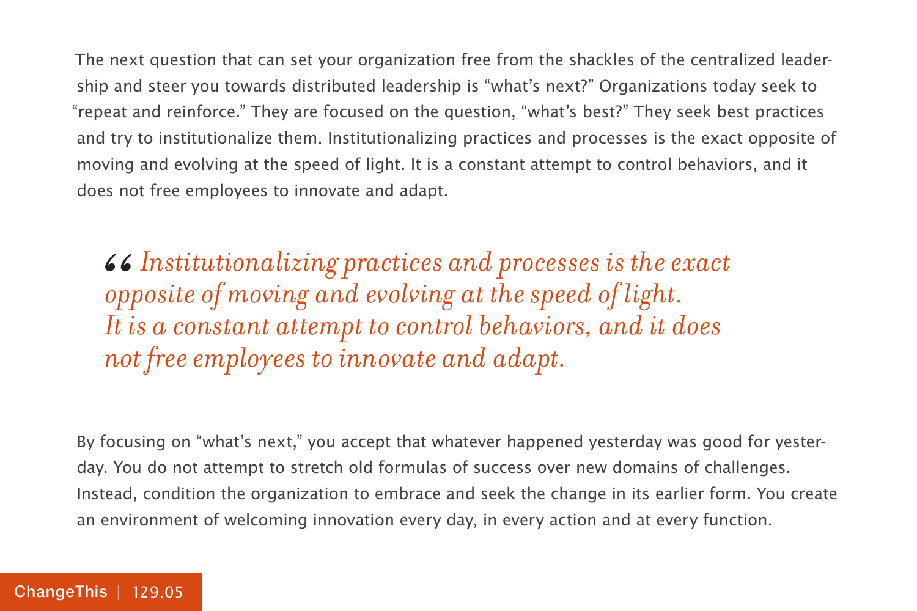The next question that can set your organization free from the shackles of the centralized leadership and steer you towards distributed leadership is "what's next?" Organizations today seek to "repeat and reinforce." They are focused on the question, "what's best?" They seek best practices and try to institutionalize them. Institutionalizing practices and processes is the exact opposite of moving and evolving at the speed of light. It is a constant attempt to control behaviors, and it does not free employees to innovate and adapt.

> *"Institutionalizing practices and processes is the exact opposite of moving and evolving at the speed of light. It is a constant attempt to control behaviors, and it does not free employees to innovate and adapt.*

By focusing on "what's next," you accept that whatever happened yesterday was good for yesterday. You do not attempt to stretch old formulas of success over new domains of challenges. Instead, condition the organization to embrace and seek the change in its earlier form. You create an environment of welcoming innovation every day, in every action and at every function.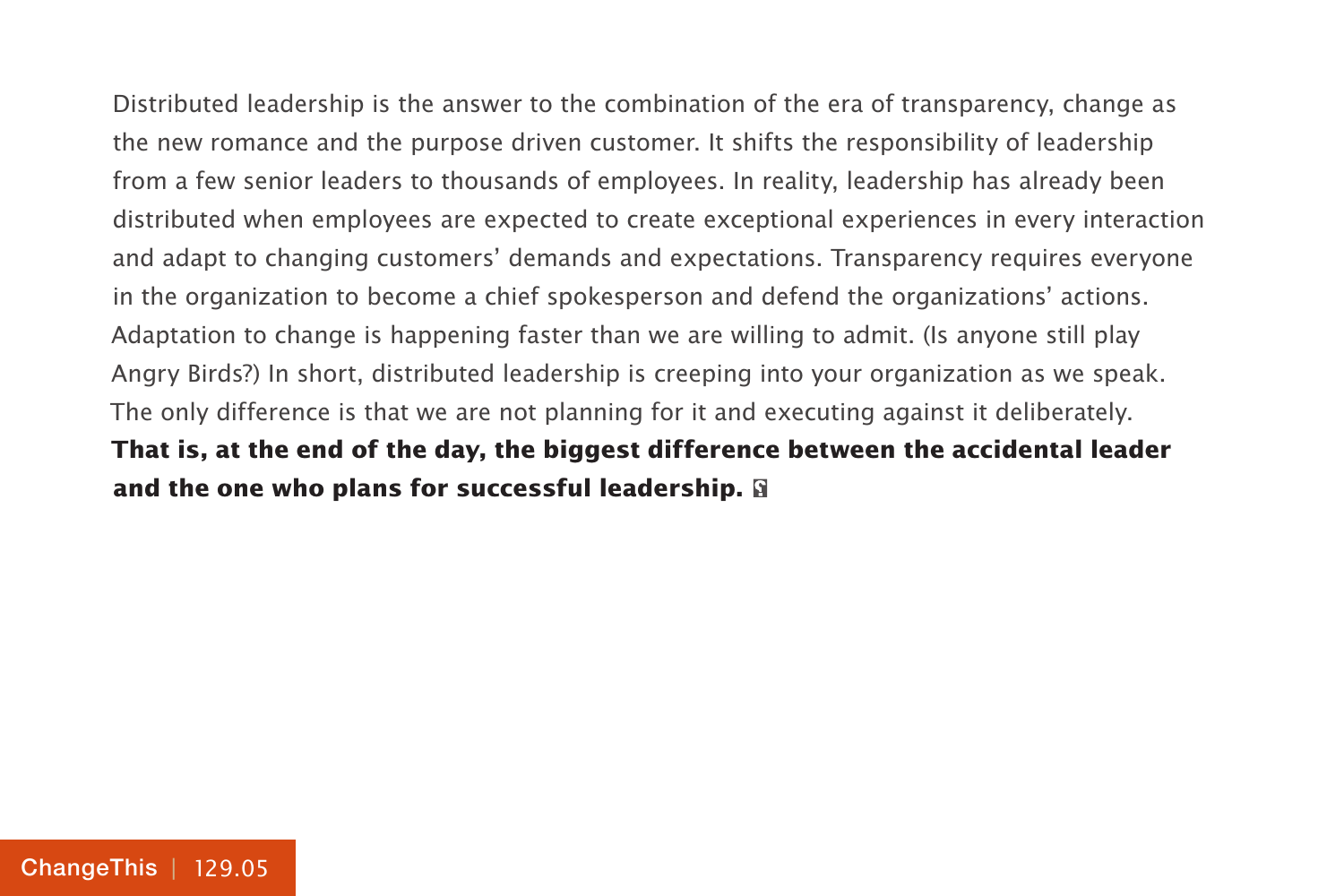Distributed leadership is the answer to the combination of the era of transparency, change as the new romance and the purpose driven customer. It shifts the responsibility of leadership from a few senior leaders to thousands of employees. In reality, leadership has already been distributed when employees are expected to create exceptional experiences in every interaction and adapt to changing customers' demands and expectations. Transparency requires everyone in the organization to become a chief spokesperson and defend the organizations' actions. Adaptation to change is happening faster than we are willing to admit. (Is anyone still play Angry Birds?) In short, distributed leadership is creeping into your organization as we speak. The only difference is that we are not planning for it and executing against it deliberately. **That is, at the end of the day, the biggest difference between the accidental leader and the one who plans for successful leadership.**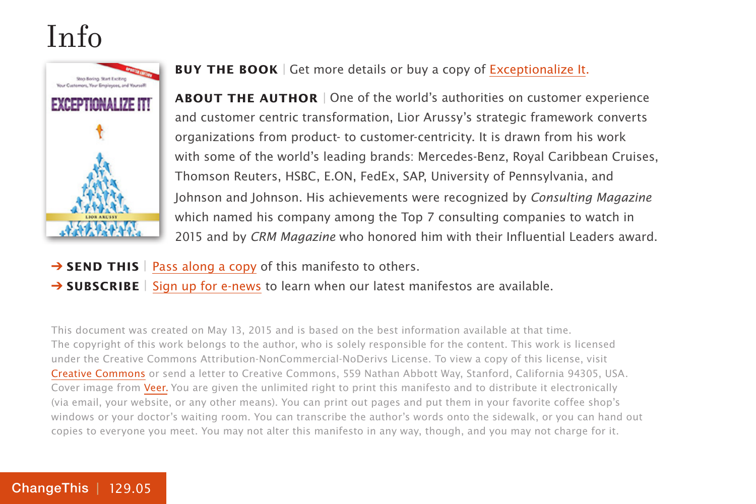# Info

**BUY THE BOOK** | Get more details or buy a copy of Exceptionalize It.

**ABOUT THE AUTHOR** | One of the world's authorities on customer experience and customer centric transformation, Lior Arussy's strategic framework converts organizations from product- to customer-centricity. It is drawn from his work with some of the world's leading brands: Mercedes-Benz, Royal Caribbean Cruises, Thomson Reuters, HSBC, E.ON, FedEx, SAP, University of Pennsylvania, and Johnson and Johnson. His achievements were recognized by *Consulting Magazine* which named his company among the Top 7 consulting companies to watch in 2015 and by *CRM Magazine* who honored him with their Influential Leaders award.

→ **SEND THIS** | Pass along a copy of this manifesto to others.

→ **SUBSCRIBE** | Sign up for e-news to learn when our latest manifestos are available.

This document was created on May 13, 2015 and is based on the best information available at that time. The copyright of this work belongs to the author, who is solely responsible for the content. This work is licensed under the Creative Commons Attribution-NonCommercial-NoDerivs License. To view a copy of this license, visit Creative Commons or send a letter to Creative Commons, 559 Nathan Abbott Way, Stanford, California 94305, USA. Cover image from Veer. You are given the unlimited right to print this manifesto and to distribute it electronically (via email, your website, or any other means). You can print out pages and put them in your favorite coffee shop's windows or your doctor's waiting room. You can transcribe the author's words onto the sidewalk, or you can hand out copies to everyone you meet. You may not alter this manifesto in any way, though, and you may not charge for it.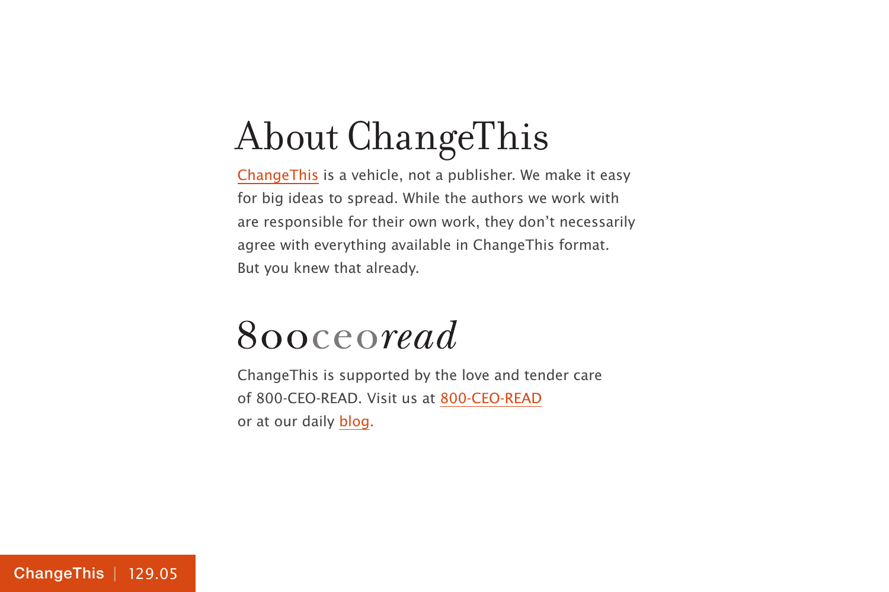# About ChangeThis

ChangeThis is a vehicle, not a publisher. We make it easy for big ideas to spread. While the authors we work with are responsible for their own work, they don't necessarily agree with everything available in ChangeThis format. But you knew that already.

# 800ceoread

ChangeThis is supported by the love and tender care of 800-CEO-READ. Visit us at 800-CEO-READ or at our daily blog.